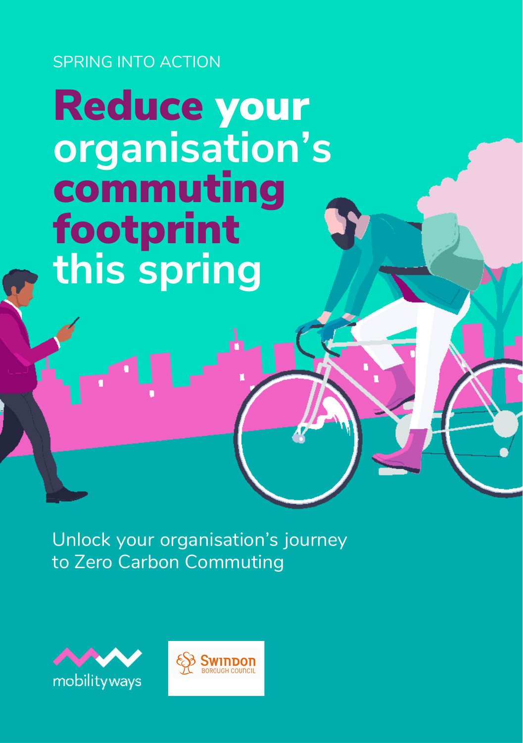SPRING INTO ACTION

# Reduce your organisation's commuting footprint this spring

Unlock your organisation's journey to Zero Carbon Commuting

mobilityways

Swindon Borough Council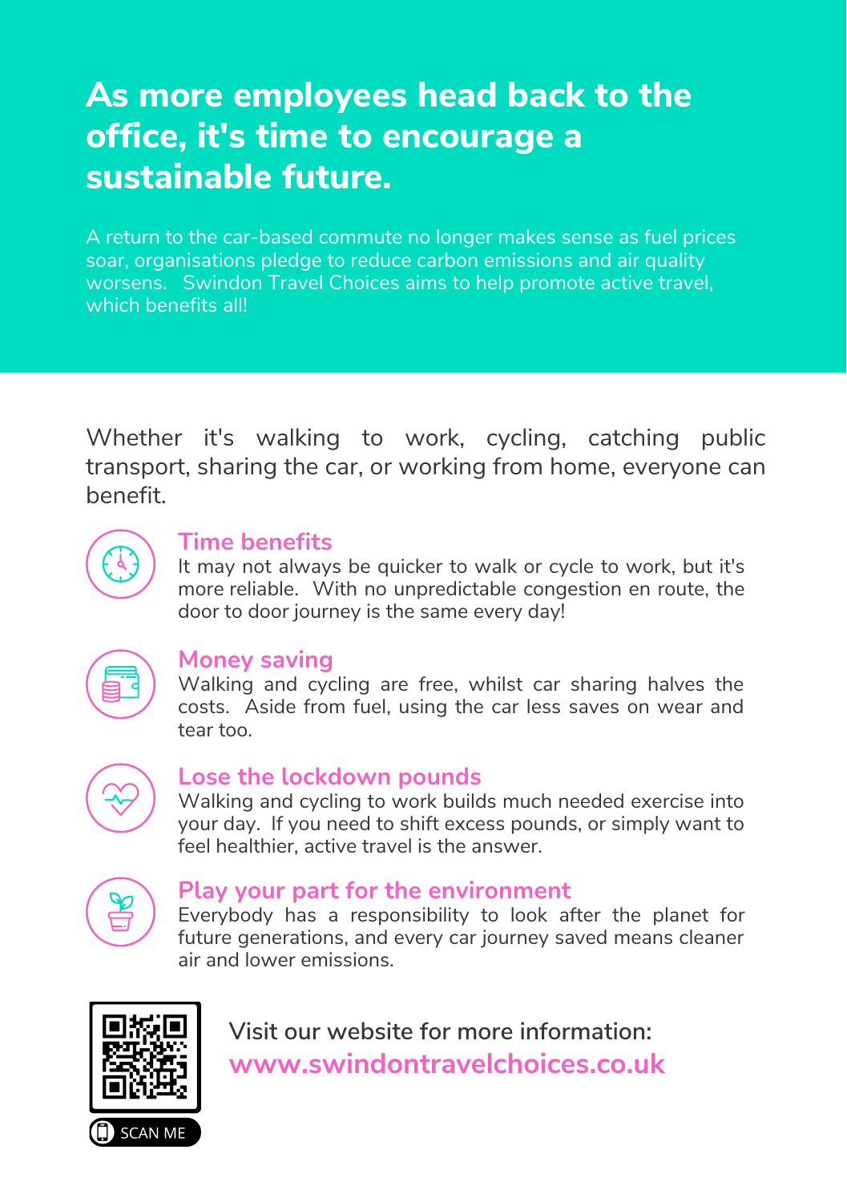# As more employees head back to the office, it's time to encourage a sustainable future.

A return to the car-based commute no longer makes sense as fuel prices soar, organisations pledge to reduce carbon emissions and air quality worsens. Swindon Travel Choices aims to help promote active travel, which benefits all!

Whether it's walking to work, cycling, catching public transport, sharing the car, or working from home, everyone can benefit.

### Time benefits

It may not always be quicker to walk or cycle to work, but it's more reliable. With no unpredictable congestion en route, the door to door journey is the same every day!

### Money saving

Walking and cycling are free, whilst car sharing halves the costs. Aside from fuel, using the car less saves on wear and tear too.

### Lose the lockdown pounds

Walking and cycling to work builds much needed exercise into your day. If you need to shift excess pounds, or simply want to feel healthier, active travel is the answer.

### Play your part for the environment

Everybody has a responsibility to look after the planet for future generations, and every car journey saved means cleaner air and lower emissions.

SCAN ME

Visit our website for more information:
**www.swindontravelchoices.co.uk**